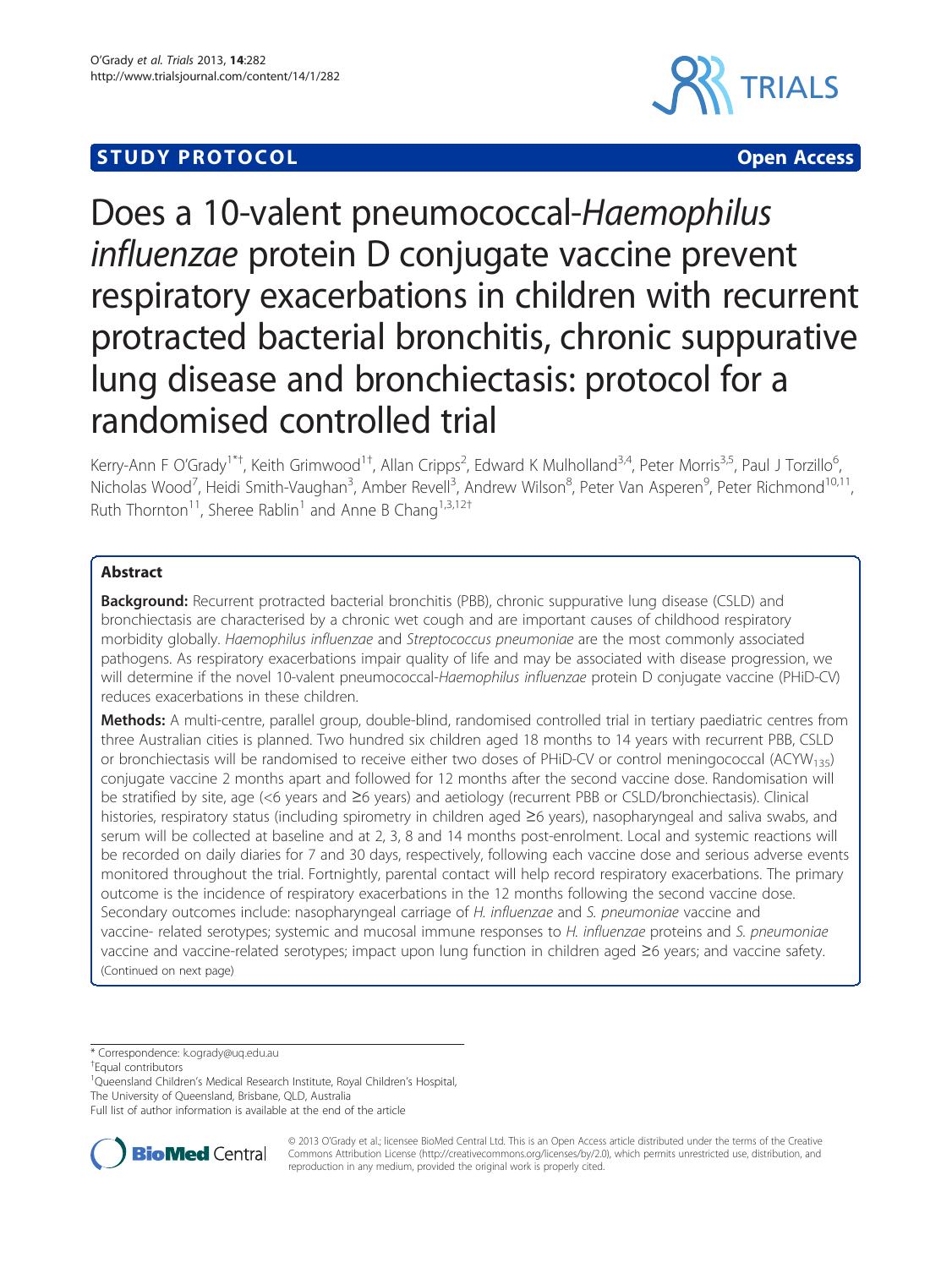STUDY PROTOCOL Open Access

# Does a 10-valent pneumococcal-*Haemophilus influenzae* protein D conjugate vaccine prevent respiratory exacerbations in children with recurrent protracted bacterial bronchitis, chronic suppurative lung disease and bronchiectasis: protocol for a randomised controlled trial

Kerry-Ann F O'Grady[1*†], Keith Grimwood[1†], Allan Cripps[2], Edward K Mulholland[3,4], Peter Morris[3,5], Paul J Torzillo[6], Nicholas Wood[7], Heidi Smith-Vaughan[3], Amber Revell[3], Andrew Wilson[8], Peter Van Asperen[9], Peter Richmond[10,11], Ruth Thornton[11], Sheree Rablin[1] and Anne B Chang[1,3,12†]

## Abstract

**Background:** Recurrent protracted bacterial bronchitis (PBB), chronic suppurative lung disease (CSLD) and bronchiectasis are characterised by a chronic wet cough and are important causes of childhood respiratory morbidity globally. *Haemophilus influenzae* and *Streptococcus pneumoniae* are the most commonly associated pathogens. As respiratory exacerbations impair quality of life and may be associated with disease progression, we will determine if the novel 10-valent pneumococcal-*Haemophilus influenzae* protein D conjugate vaccine (PHiD-CV) reduces exacerbations in these children.

**Methods:** A multi-centre, parallel group, double-blind, randomised controlled trial in tertiary paediatric centres from three Australian cities is planned. Two hundred six children aged 18 months to 14 years with recurrent PBB, CSLD or bronchiectasis will be randomised to receive either two doses of PHiD-CV or control meningococcal (ACYW$_{135}$) conjugate vaccine 2 months apart and followed for 12 months after the second vaccine dose. Randomisation will be stratified by site, age (<6 years and ≥6 years) and aetiology (recurrent PBB or CSLD/bronchiectasis). Clinical histories, respiratory status (including spirometry in children aged ≥6 years), nasopharyngeal and saliva swabs, and serum will be collected at baseline and at 2, 3, 8 and 14 months post-enrolment. Local and systemic reactions will be recorded on daily diaries for 7 and 30 days, respectively, following each vaccine dose and serious adverse events monitored throughout the trial. Fortnightly, parental contact will help record respiratory exacerbations. The primary outcome is the incidence of respiratory exacerbations in the 12 months following the second vaccine dose. Secondary outcomes include: nasopharyngeal carriage of *H. influenzae* and *S. pneumoniae* vaccine and vaccine- related serotypes; systemic and mucosal immune responses to *H. influenzae* proteins and *S. pneumoniae* vaccine and vaccine-related serotypes; impact upon lung function in children aged ≥6 years; and vaccine safety.
(Continued on next page)

* Correspondence: k.ogrady@uq.edu.au
†Equal contributors
[1]Queensland Children's Medical Research Institute, Royal Children's Hospital, The University of Queensland, Brisbane, QLD, Australia
Full list of author information is available at the end of the article

© 2013 O'Grady et al.; licensee BioMed Central Ltd. This is an Open Access article distributed under the terms of the Creative Commons Attribution License (http://creativecommons.org/licenses/by/2.0), which permits unrestricted use, distribution, and reproduction in any medium, provided the original work is properly cited.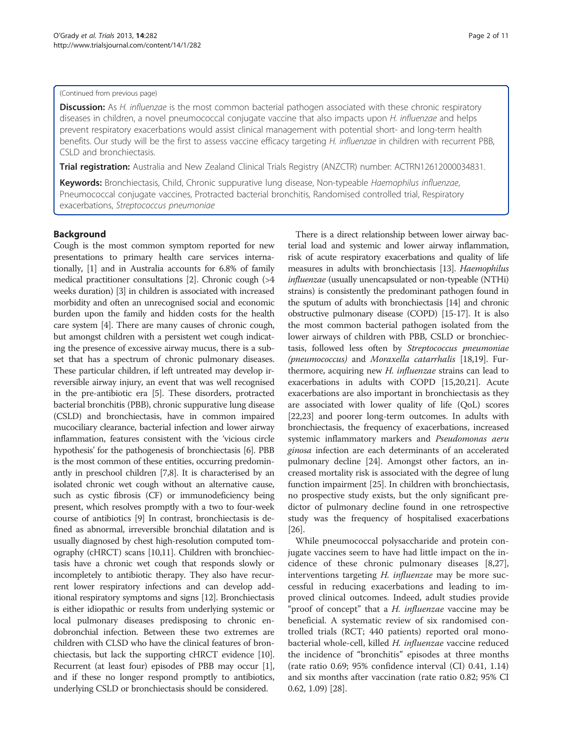(Continued from previous page)

**Discussion:** As *H. influenzae* is the most common bacterial pathogen associated with these chronic respiratory diseases in children, a novel pneumococcal conjugate vaccine that also impacts upon *H. influenzae* and helps prevent respiratory exacerbations would assist clinical management with potential short- and long-term health benefits. Our study will be the first to assess vaccine efficacy targeting *H. influenzae* in children with recurrent PBB, CSLD and bronchiectasis.

**Trial registration:** Australia and New Zealand Clinical Trials Registry (ANZCTR) number: ACTRN12612000034831.

**Keywords:** Bronchiectasis, Child, Chronic suppurative lung disease, Non-typeable *Haemophilus influenzae*, Pneumococcal conjugate vaccines, Protracted bacterial bronchitis, Randomised controlled trial, Respiratory exacerbations, *Streptococcus pneumoniae*

## Background

Cough is the most common symptom reported for new presentations to primary health care services internationally, [1] and in Australia accounts for 6.8% of family medical practitioner consultations [2]. Chronic cough (>4 weeks duration) [3] in children is associated with increased morbidity and often an unrecognised social and economic burden upon the family and hidden costs for the health care system [4]. There are many causes of chronic cough, but amongst children with a persistent wet cough indicating the presence of excessive airway mucus, there is a subset that has a spectrum of chronic pulmonary diseases. These particular children, if left untreated may develop irreversible airway injury, an event that was well recognised in the pre-antibiotic era [5]. These disorders, protracted bacterial bronchitis (PBB), chronic suppurative lung disease (CSLD) and bronchiectasis, have in common impaired mucociliary clearance, bacterial infection and lower airway inflammation, features consistent with the 'vicious circle hypothesis' for the pathogenesis of bronchiectasis [6]. PBB is the most common of these entities, occurring predominantly in preschool children [7,8]. It is characterised by an isolated chronic wet cough without an alternative cause, such as cystic fibrosis (CF) or immunodeficiency being present, which resolves promptly with a two to four-week course of antibiotics [9] In contrast, bronchiectasis is defined as abnormal, irreversible bronchial dilatation and is usually diagnosed by chest high-resolution computed tomography (cHRCT) scans [10,11]. Children with bronchiectasis have a chronic wet cough that responds slowly or incompletely to antibiotic therapy. They also have recurrent lower respiratory infections and can develop additional respiratory symptoms and signs [12]. Bronchiectasis is either idiopathic or results from underlying systemic or local pulmonary diseases predisposing to chronic endobronchial infection. Between these two extremes are children with CLSD who have the clinical features of bronchiectasis, but lack the supporting cHRCT evidence [10]. Recurrent (at least four) episodes of PBB may occur [1], and if these no longer respond promptly to antibiotics, underlying CSLD or bronchiectasis should be considered.

There is a direct relationship between lower airway bacterial load and systemic and lower airway inflammation, risk of acute respiratory exacerbations and quality of life measures in adults with bronchiectasis [13]. *Haemophilus influenzae* (usually unencapsulated or non-typeable (NTHi) strains) is consistently the predominant pathogen found in the sputum of adults with bronchiectasis [14] and chronic obstructive pulmonary disease (COPD) [15-17]. It is also the most common bacterial pathogen isolated from the lower airways of children with PBB, CSLD or bronchiectasis, followed less often by *Streptococcus pneumoniae (pneumococcus)* and *Moraxella catarrhalis* [18,19]. Furthermore, acquiring new *H. influenzae* strains can lead to exacerbations in adults with COPD [15,20,21]. Acute exacerbations are also important in bronchiectasis as they are associated with lower quality of life (QoL) scores [22,23] and poorer long-term outcomes. In adults with bronchiectasis, the frequency of exacerbations, increased systemic inflammatory markers and *Pseudomonas aeruginosa* infection are each determinants of an accelerated pulmonary decline [24]. Amongst other factors, an increased mortality risk is associated with the degree of lung function impairment [25]. In children with bronchiectasis, no prospective study exists, but the only significant predictor of pulmonary decline found in one retrospective study was the frequency of hospitalised exacerbations [26].

While pneumococcal polysaccharide and protein conjugate vaccines seem to have had little impact on the incidence of these chronic pulmonary diseases [8,27], interventions targeting *H. influenzae* may be more successful in reducing exacerbations and leading to improved clinical outcomes. Indeed, adult studies provide "proof of concept" that a *H. influenzae* vaccine may be beneficial. A systematic review of six randomised controlled trials (RCT; 440 patients) reported oral monobacterial whole-cell, killed *H. influenzae* vaccine reduced the incidence of "bronchitis" episodes at three months (rate ratio 0.69; 95% confidence interval (CI) 0.41, 1.14) and six months after vaccination (rate ratio 0.82; 95% CI 0.62, 1.09) [28].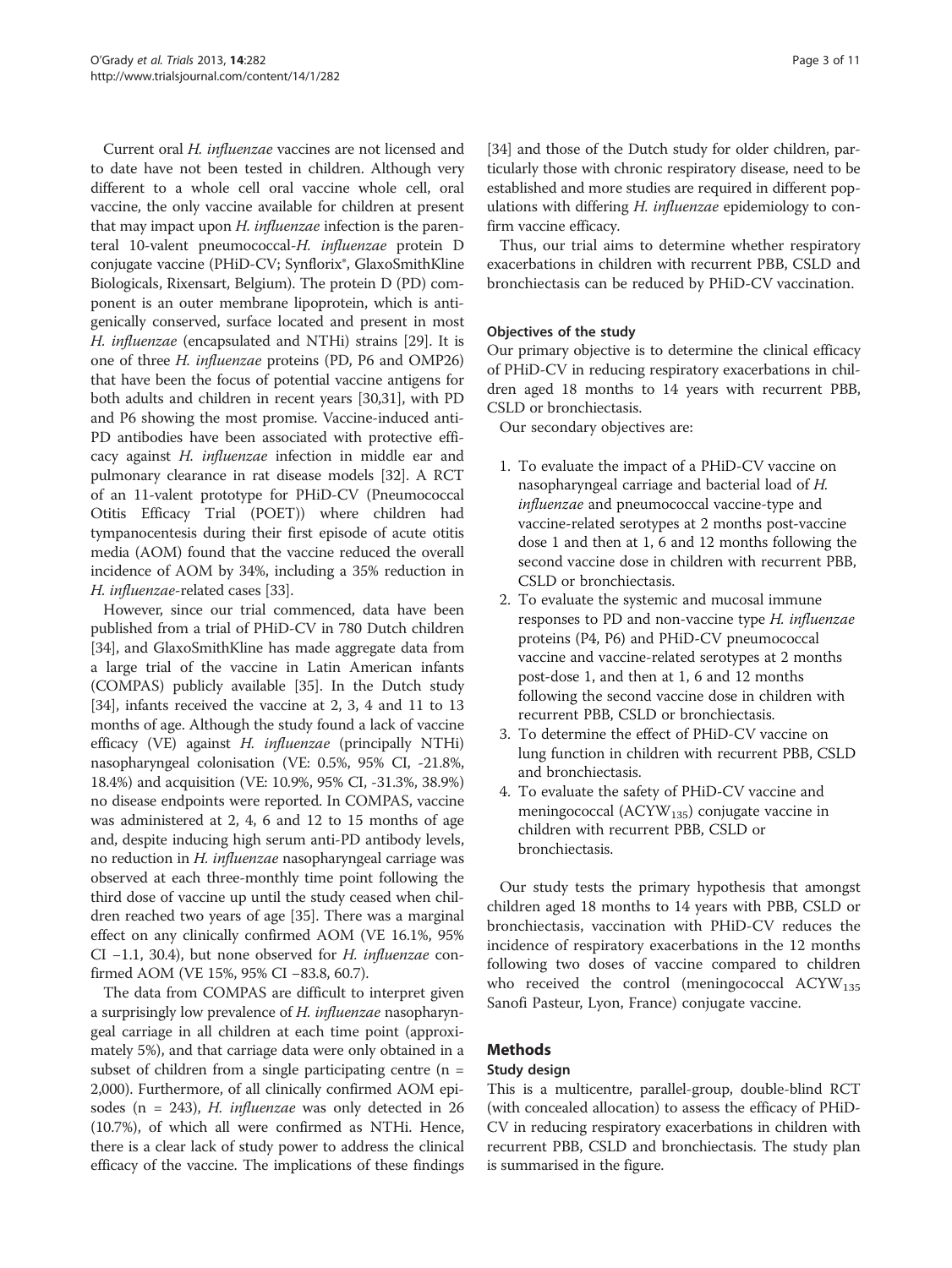Current oral *H. influenzae* vaccines are not licensed and to date have not been tested in children. Although very different to a whole cell oral vaccine whole cell, oral vaccine, the only vaccine available for children at present that may impact upon *H. influenzae* infection is the parenteral 10-valent pneumococcal-*H. influenzae* protein D conjugate vaccine (PHiD-CV; Synflorix®, GlaxoSmithKline Biologicals, Rixensart, Belgium). The protein D (PD) component is an outer membrane lipoprotein, which is antigenically conserved, surface located and present in most *H. influenzae* (encapsulated and NTHi) strains [29]. It is one of three *H. influenzae* proteins (PD, P6 and OMP26) that have been the focus of potential vaccine antigens for both adults and children in recent years [30,31], with PD and P6 showing the most promise. Vaccine-induced anti-PD antibodies have been associated with protective efficacy against *H. influenzae* infection in middle ear and pulmonary clearance in rat disease models [32]. A RCT of an 11-valent prototype for PHiD-CV (Pneumococcal Otitis Efficacy Trial (POET)) where children had tympanocentesis during their first episode of acute otitis media (AOM) found that the vaccine reduced the overall incidence of AOM by 34%, including a 35% reduction in *H. influenzae*-related cases [33].

However, since our trial commenced, data have been published from a trial of PHiD-CV in 780 Dutch children [34], and GlaxoSmithKline has made aggregate data from a large trial of the vaccine in Latin American infants (COMPAS) publicly available [35]. In the Dutch study [34], infants received the vaccine at 2, 3, 4 and 11 to 13 months of age. Although the study found a lack of vaccine efficacy (VE) against *H. influenzae* (principally NTHi) nasopharyngeal colonisation (VE: 0.5%, 95% CI, -21.8%, 18.4%) and acquisition (VE: 10.9%, 95% CI, -31.3%, 38.9%) no disease endpoints were reported. In COMPAS, vaccine was administered at 2, 4, 6 and 12 to 15 months of age and, despite inducing high serum anti-PD antibody levels, no reduction in *H. influenzae* nasopharyngeal carriage was observed at each three-monthly time point following the third dose of vaccine up until the study ceased when children reached two years of age [35]. There was a marginal effect on any clinically confirmed AOM (VE 16.1%, 95% CI −1.1, 30.4), but none observed for *H. influenzae* confirmed AOM (VE 15%, 95% CI −83.8, 60.7).

The data from COMPAS are difficult to interpret given a surprisingly low prevalence of *H. influenzae* nasopharyngeal carriage in all children at each time point (approximately 5%), and that carriage data were only obtained in a subset of children from a single participating centre (n = 2,000). Furthermore, of all clinically confirmed AOM episodes (n = 243), *H. influenzae* was only detected in 26 (10.7%), of which all were confirmed as NTHi. Hence, there is a clear lack of study power to address the clinical efficacy of the vaccine. The implications of these findings [34] and those of the Dutch study for older children, particularly those with chronic respiratory disease, need to be established and more studies are required in different populations with differing *H. influenzae* epidemiology to confirm vaccine efficacy.

Thus, our trial aims to determine whether respiratory exacerbations in children with recurrent PBB, CSLD and bronchiectasis can be reduced by PHiD-CV vaccination.

### Objectives of the study

Our primary objective is to determine the clinical efficacy of PHiD-CV in reducing respiratory exacerbations in children aged 18 months to 14 years with recurrent PBB, CSLD or bronchiectasis.

Our secondary objectives are:

1. To evaluate the impact of a PHiD-CV vaccine on nasopharyngeal carriage and bacterial load of *H. influenzae* and pneumococcal vaccine-type and vaccine-related serotypes at 2 months post-vaccine dose 1 and then at 1, 6 and 12 months following the second vaccine dose in children with recurrent PBB, CSLD or bronchiectasis.
2. To evaluate the systemic and mucosal immune responses to PD and non-vaccine type *H. influenzae* proteins (P4, P6) and PHiD-CV pneumococcal vaccine and vaccine-related serotypes at 2 months post-dose 1, and then at 1, 6 and 12 months following the second vaccine dose in children with recurrent PBB, CSLD or bronchiectasis.
3. To determine the effect of PHiD-CV vaccine on lung function in children with recurrent PBB, CSLD and bronchiectasis.
4. To evaluate the safety of PHiD-CV vaccine and meningococcal ($ACYW_{135}$) conjugate vaccine in children with recurrent PBB, CSLD or bronchiectasis.

Our study tests the primary hypothesis that amongst children aged 18 months to 14 years with PBB, CSLD or bronchiectasis, vaccination with PHiD-CV reduces the incidence of respiratory exacerbations in the 12 months following two doses of vaccine compared to children who received the control (meningococcal $ACYW_{135}$ Sanofi Pasteur, Lyon, France) conjugate vaccine.

## Methods

### Study design

This is a multicentre, parallel-group, double-blind RCT (with concealed allocation) to assess the efficacy of PHiD-CV in reducing respiratory exacerbations in children with recurrent PBB, CSLD and bronchiectasis. The study plan is summarised in the figure.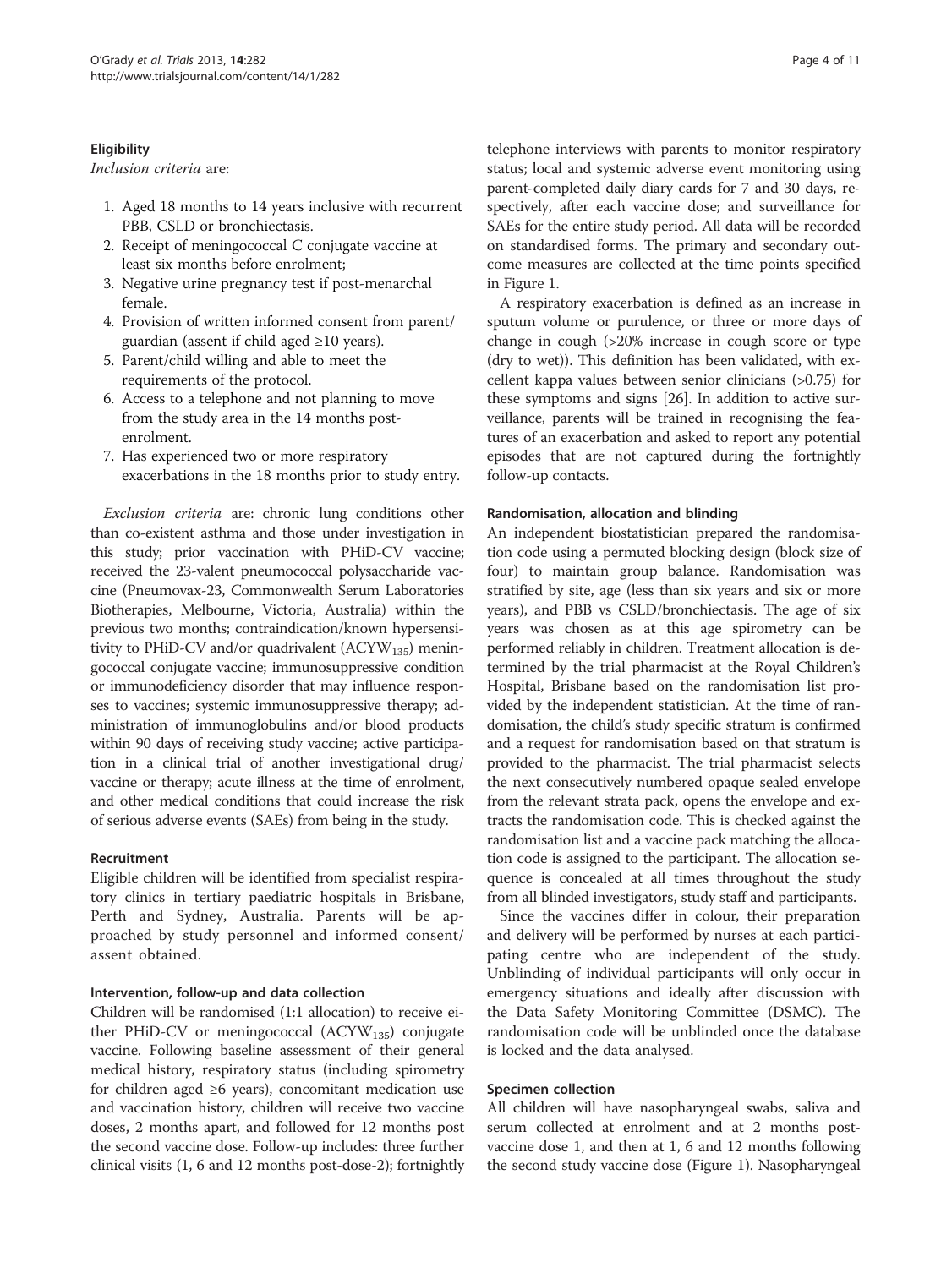### Eligibility

*Inclusion criteria* are:

1. Aged 18 months to 14 years inclusive with recurrent PBB, CSLD or bronchiectasis.
2. Receipt of meningococcal C conjugate vaccine at least six months before enrolment;
3. Negative urine pregnancy test if post-menarchal female.
4. Provision of written informed consent from parent/guardian (assent if child aged ≥10 years).
5. Parent/child willing and able to meet the requirements of the protocol.
6. Access to a telephone and not planning to move from the study area in the 14 months post-enrolment.
7. Has experienced two or more respiratory exacerbations in the 18 months prior to study entry.

*Exclusion criteria* are: chronic lung conditions other than co-existent asthma and those under investigation in this study; prior vaccination with PHiD-CV vaccine; received the 23-valent pneumococcal polysaccharide vaccine (Pneumovax-23, Commonwealth Serum Laboratories Biotherapies, Melbourne, Victoria, Australia) within the previous two months; contraindication/known hypersensitivity to PHiD-CV and/or quadrivalent ($ACYW_{135}$) meningococcal conjugate vaccine; immunosuppressive condition or immunodeficiency disorder that may influence responses to vaccines; systemic immunosuppressive therapy; administration of immunoglobulins and/or blood products within 90 days of receiving study vaccine; active participation in a clinical trial of another investigational drug/vaccine or therapy; acute illness at the time of enrolment, and other medical conditions that could increase the risk of serious adverse events (SAEs) from being in the study.

### Recruitment

Eligible children will be identified from specialist respiratory clinics in tertiary paediatric hospitals in Brisbane, Perth and Sydney, Australia. Parents will be approached by study personnel and informed consent/assent obtained.

### Intervention, follow-up and data collection

Children will be randomised (1:1 allocation) to receive either PHiD-CV or meningococcal ($ACYW_{135}$) conjugate vaccine. Following baseline assessment of their general medical history, respiratory status (including spirometry for children aged ≥6 years), concomitant medication use and vaccination history, children will receive two vaccine doses, 2 months apart, and followed for 12 months post the second vaccine dose. Follow-up includes: three further clinical visits (1, 6 and 12 months post-dose-2); fortnightly telephone interviews with parents to monitor respiratory status; local and systemic adverse event monitoring using parent-completed daily diary cards for 7 and 30 days, respectively, after each vaccine dose; and surveillance for SAEs for the entire study period. All data will be recorded on standardised forms. The primary and secondary outcome measures are collected at the time points specified in Figure 1.

A respiratory exacerbation is defined as an increase in sputum volume or purulence, or three or more days of change in cough (>20% increase in cough score or type (dry to wet)). This definition has been validated, with excellent kappa values between senior clinicians (>0.75) for these symptoms and signs [26]. In addition to active surveillance, parents will be trained in recognising the features of an exacerbation and asked to report any potential episodes that are not captured during the fortnightly follow-up contacts.

### Randomisation, allocation and blinding

An independent biostatistician prepared the randomisation code using a permuted blocking design (block size of four) to maintain group balance. Randomisation was stratified by site, age (less than six years and six or more years), and PBB vs CSLD/bronchiectasis. The age of six years was chosen as at this age spirometry can be performed reliably in children. Treatment allocation is determined by the trial pharmacist at the Royal Children's Hospital, Brisbane based on the randomisation list provided by the independent statistician. At the time of randomisation, the child's study specific stratum is confirmed and a request for randomisation based on that stratum is provided to the pharmacist. The trial pharmacist selects the next consecutively numbered opaque sealed envelope from the relevant strata pack, opens the envelope and extracts the randomisation code. This is checked against the randomisation list and a vaccine pack matching the allocation code is assigned to the participant. The allocation sequence is concealed at all times throughout the study from all blinded investigators, study staff and participants.

Since the vaccines differ in colour, their preparation and delivery will be performed by nurses at each participating centre who are independent of the study. Unblinding of individual participants will only occur in emergency situations and ideally after discussion with the Data Safety Monitoring Committee (DSMC). The randomisation code will be unblinded once the database is locked and the data analysed.

### Specimen collection

All children will have nasopharyngeal swabs, saliva and serum collected at enrolment and at 2 months post-vaccine dose 1, and then at 1, 6 and 12 months following the second study vaccine dose (Figure 1). Nasopharyngeal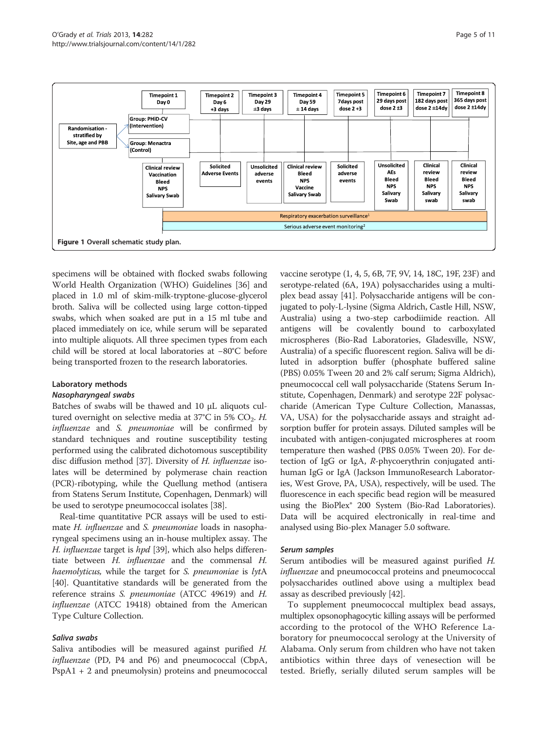Figure 1 Overall schematic study plan.

specimens will be obtained with flocked swabs following World Health Organization (WHO) Guidelines [36] and placed in 1.0 ml of skim-milk-tryptone-glucose-glycerol broth. Saliva will be collected using large cotton-tipped swabs, which when soaked are put in a 15 ml tube and placed immediately on ice, while serum will be separated into multiple aliquots. All three specimen types from each child will be stored at local laboratories at −80°C before being transported frozen to the research laboratories.

## Laboratory methods

### Nasopharyngeal swabs

Batches of swabs will be thawed and 10 μL aliquots cultured overnight on selective media at 37°C in 5% $CO_2$. *H. influenzae* and *S. pneumoniae* will be confirmed by standard techniques and routine susceptibility testing performed using the calibrated dichotomous susceptibility disc diffusion method [37]. Diversity of *H. influenzae* isolates will be determined by polymerase chain reaction (PCR)-ribotyping, while the Quellung method (antisera from Statens Serum Institute, Copenhagen, Denmark) will be used to serotype pneumococcal isolates [38].

Real-time quantitative PCR assays will be used to estimate *H. influenzae* and *S. pneumoniae* loads in nasopharyngeal specimens using an in-house multiplex assay. The *H. influenzae* target is *hpd* [39], which also helps differentiate between *H. influenzae* and the commensal *H. haemolyticus,* while the target for *S. pneumoniae* is *lyt*A [40]. Quantitative standards will be generated from the reference strains *S. pneumoniae* (ATCC 49619) and *H. influenzae* (ATCC 19418) obtained from the American Type Culture Collection.

### Saliva swabs

Saliva antibodies will be measured against purified *H. influenzae* (PD, P4 and P6) and pneumococcal (CbpA, PspA1 + 2 and pneumolysin) proteins and pneumococcal vaccine serotype (1, 4, 5, 6B, 7F, 9V, 14, 18C, 19F, 23F) and serotype-related (6A, 19A) polysaccharides using a multiplex bead assay [41]. Polysaccharide antigens will be conjugated to poly-L-lysine (Sigma Aldrich, Castle Hill, NSW, Australia) using a two-step carbodiimide reaction. All antigens will be covalently bound to carboxylated microspheres (Bio-Rad Laboratories, Gladesville, NSW, Australia) of a specific fluorescent region. Saliva will be diluted in adsorption buffer (phosphate buffered saline (PBS) 0.05% Tween 20 and 2% calf serum; Sigma Aldrich), pneumococcal cell wall polysaccharide (Statens Serum Institute, Copenhagen, Denmark) and serotype 22F polysaccharide (American Type Culture Collection, Manassas, VA, USA) for the polysaccharide assays and straight adsorption buffer for protein assays. Diluted samples will be incubated with antigen-conjugated microspheres at room temperature then washed (PBS 0.05% Tween 20). For detection of IgG or IgA, *R*-phycoerythrin conjugated anti-human IgG or IgA (Jackson ImmunoResearch Laboratories, West Grove, PA, USA), respectively, will be used. The fluorescence in each specific bead region will be measured using the BioPlex® 200 System (Bio-Rad Laboratories). Data will be acquired electronically in real-time and analysed using Bio-plex Manager 5.0 software.

### Serum samples

Serum antibodies will be measured against purified *H. influenzae* and pneumococcal proteins and pneumococcal polysaccharides outlined above using a multiplex bead assay as described previously [42].

To supplement pneumococcal multiplex bead assays, multiplex opsonophagocytic killing assays will be performed according to the protocol of the WHO Reference Laboratory for pneumococcal serology at the University of Alabama. Only serum from children who have not taken antibiotics within three days of venesection will be tested. Briefly, serially diluted serum samples will be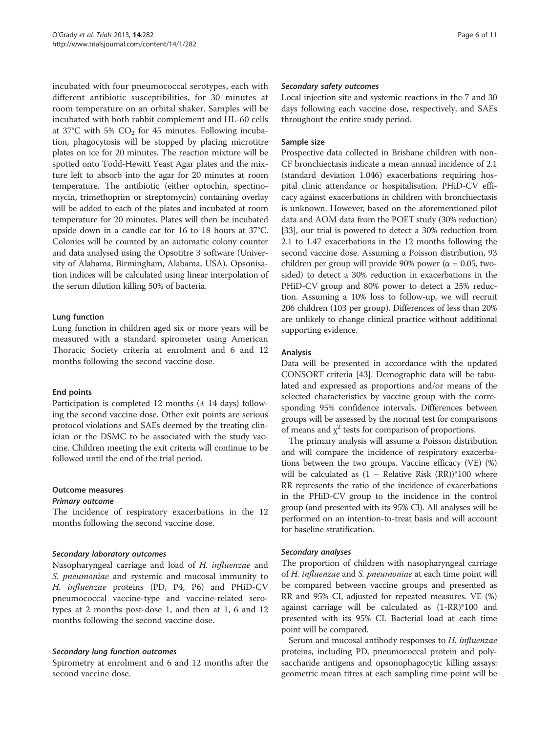incubated with four pneumococcal serotypes, each with different antibiotic susceptibilities, for 30 minutes at room temperature on an orbital shaker. Samples will be incubated with both rabbit complement and HL-60 cells at 37°C with 5% $CO_2$ for 45 minutes. Following incubation, phagocytosis will be stopped by placing microtitre plates on ice for 20 minutes. The reaction mixture will be spotted onto Todd-Hewitt Yeast Agar plates and the mixture left to absorb into the agar for 20 minutes at room temperature. The antibiotic (either optochin, spectinomycin, trimethoprim or streptomycin) containing overlay will be added to each of the plates and incubated at room temperature for 20 minutes. Plates will then be incubated upside down in a candle car for 16 to 18 hours at 37°C. Colonies will be counted by an automatic colony counter and data analysed using the Opsotitre 3 software (University of Alabama, Birmingham, Alabama, USA). Opsonisation indices will be calculated using linear interpolation of the serum dilution killing 50% of bacteria.

### Lung function

Lung function in children aged six or more years will be measured with a standard spirometer using American Thoracic Society criteria at enrolment and 6 and 12 months following the second vaccine dose.

### End points

Participation is completed 12 months (± 14 days) following the second vaccine dose. Other exit points are serious protocol violations and SAEs deemed by the treating clinician or the DSMC to be associated with the study vaccine. Children meeting the exit criteria will continue to be followed until the end of the trial period.

### Outcome measures

#### *Primary outcome*

The incidence of respiratory exacerbations in the 12 months following the second vaccine dose.

#### *Secondary laboratory outcomes*

Nasopharyngeal carriage and load of *H. influenzae* and *S. pneumoniae* and systemic and mucosal immunity to *H. influenzae* proteins (PD, P4, P6) and PHiD-CV pneumococcal vaccine-type and vaccine-related serotypes at 2 months post-dose 1, and then at 1, 6 and 12 months following the second vaccine dose.

#### *Secondary lung function outcomes*

Spirometry at enrolment and 6 and 12 months after the second vaccine dose.

#### *Secondary safety outcomes*

Local injection site and systemic reactions in the 7 and 30 days following each vaccine dose, respectively, and SAEs throughout the entire study period.

### Sample size

Prospective data collected in Brisbane children with non-CF bronchiectasis indicate a mean annual incidence of 2.1 (standard deviation 1.046) exacerbations requiring hospital clinic attendance or hospitalisation. PHiD-CV efficacy against exacerbations in children with bronchiectasis is unknown. However, based on the aforementioned pilot data and AOM data from the POET study (30% reduction) [33], our trial is powered to detect a 30% reduction from 2.1 to 1.47 exacerbations in the 12 months following the second vaccine dose. Assuming a Poisson distribution, 93 children per group will provide 90% power ($\alpha = 0.05$, two-sided) to detect a 30% reduction in exacerbations in the PHiD-CV group and 80% power to detect a 25% reduction. Assuming a 10% loss to follow-up, we will recruit 206 children (103 per group). Differences of less than 20% are unlikely to change clinical practice without additional supporting evidence.

### Analysis

Data will be presented in accordance with the updated CONSORT criteria [43]. Demographic data will be tabulated and expressed as proportions and/or means of the selected characteristics by vaccine group with the corresponding 95% confidence intervals. Differences between groups will be assessed by the normal test for comparisons of means and $\chi^2$ tests for comparison of proportions.

The primary analysis will assume a Poisson distribution and will compare the incidence of respiratory exacerbations between the two groups. Vaccine efficacy (VE) (%) will be calculated as (1 – Relative Risk (RR))*100 where RR represents the ratio of the incidence of exacerbations in the PHiD-CV group to the incidence in the control group (and presented with its 95% CI). All analyses will be performed on an intention-to-treat basis and will account for baseline stratification.

#### *Secondary analyses*

The proportion of children with nasopharyngeal carriage of *H. influenzae* and *S. pneumoniae* at each time point will be compared between vaccine groups and presented as RR and 95% CI, adjusted for repeated measures. VE (%) against carriage will be calculated as (1-RR)*100 and presented with its 95% CI. Bacterial load at each time point will be compared.

Serum and mucosal antibody responses to *H. influenzae* proteins, including PD, pneumococcal protein and polysaccharide antigens and opsonophagocytic killing assays: geometric mean titres at each sampling time point will be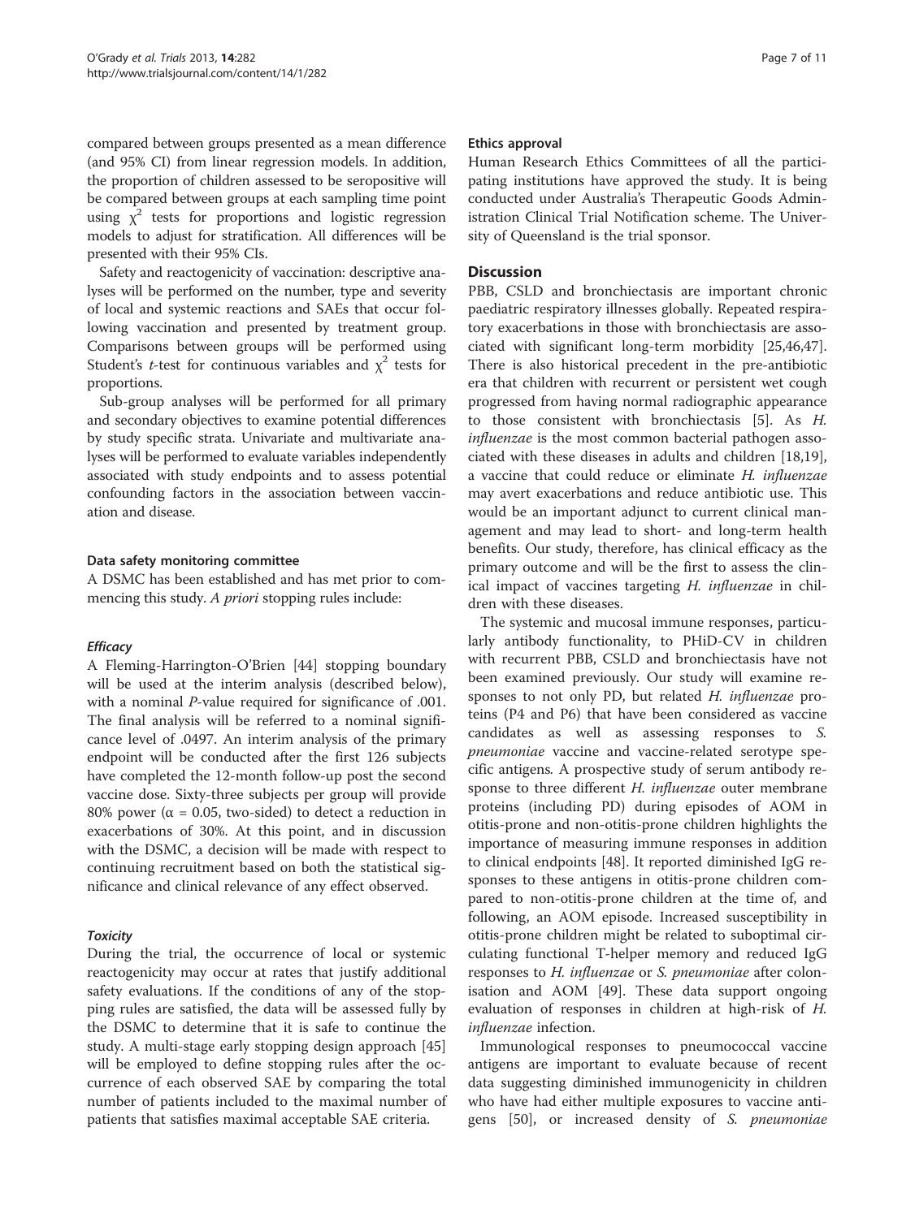compared between groups presented as a mean difference (and 95% CI) from linear regression models. In addition, the proportion of children assessed to be seropositive will be compared between groups at each sampling time point using $\chi^2$ tests for proportions and logistic regression models to adjust for stratification. All differences will be presented with their 95% CIs.

Safety and reactogenicity of vaccination: descriptive analyses will be performed on the number, type and severity of local and systemic reactions and SAEs that occur following vaccination and presented by treatment group. Comparisons between groups will be performed using Student's *t*-test for continuous variables and $\chi^2$ tests for proportions.

Sub-group analyses will be performed for all primary and secondary objectives to examine potential differences by study specific strata. Univariate and multivariate analyses will be performed to evaluate variables independently associated with study endpoints and to assess potential confounding factors in the association between vaccination and disease.

#### Data safety monitoring committee

A DSMC has been established and has met prior to commencing this study. *A priori* stopping rules include:

##### *Efficacy*

A Fleming-Harrington-O'Brien [44] stopping boundary will be used at the interim analysis (described below), with a nominal *P*-value required for significance of .001. The final analysis will be referred to a nominal significance level of .0497. An interim analysis of the primary endpoint will be conducted after the first 126 subjects have completed the 12-month follow-up post the second vaccine dose. Sixty-three subjects per group will provide 80% power ($\alpha = 0.05$, two-sided) to detect a reduction in exacerbations of 30%. At this point, and in discussion with the DSMC, a decision will be made with respect to continuing recruitment based on both the statistical significance and clinical relevance of any effect observed.

##### *Toxicity*

During the trial, the occurrence of local or systemic reactogenicity may occur at rates that justify additional safety evaluations. If the conditions of any of the stopping rules are satisfied, the data will be assessed fully by the DSMC to determine that it is safe to continue the study. A multi-stage early stopping design approach [45] will be employed to define stopping rules after the occurrence of each observed SAE by comparing the total number of patients included to the maximal number of patients that satisfies maximal acceptable SAE criteria.

#### Ethics approval

Human Research Ethics Committees of all the participating institutions have approved the study. It is being conducted under Australia's Therapeutic Goods Administration Clinical Trial Notification scheme. The University of Queensland is the trial sponsor.

## Discussion

PBB, CSLD and bronchiectasis are important chronic paediatric respiratory illnesses globally. Repeated respiratory exacerbations in those with bronchiectasis are associated with significant long-term morbidity [25,46,47]. There is also historical precedent in the pre-antibiotic era that children with recurrent or persistent wet cough progressed from having normal radiographic appearance to those consistent with bronchiectasis [5]. As *H. influenzae* is the most common bacterial pathogen associated with these diseases in adults and children [18,19], a vaccine that could reduce or eliminate *H. influenzae* may avert exacerbations and reduce antibiotic use. This would be an important adjunct to current clinical management and may lead to short- and long-term health benefits. Our study, therefore, has clinical efficacy as the primary outcome and will be the first to assess the clinical impact of vaccines targeting *H. influenzae* in children with these diseases.

The systemic and mucosal immune responses, particularly antibody functionality, to PHiD-CV in children with recurrent PBB, CSLD and bronchiectasis have not been examined previously. Our study will examine responses to not only PD, but related *H. influenzae* proteins (P4 and P6) that have been considered as vaccine candidates as well as assessing responses to *S. pneumoniae* vaccine and vaccine-related serotype specific antigens. A prospective study of serum antibody response to three different *H. influenzae* outer membrane proteins (including PD) during episodes of AOM in otitis-prone and non-otitis-prone children highlights the importance of measuring immune responses in addition to clinical endpoints [48]. It reported diminished IgG responses to these antigens in otitis-prone children compared to non-otitis-prone children at the time of, and following, an AOM episode. Increased susceptibility in otitis-prone children might be related to suboptimal circulating functional T-helper memory and reduced IgG responses to *H. influenzae* or *S. pneumoniae* after colonisation and AOM [49]. These data support ongoing evaluation of responses in children at high-risk of *H. influenzae* infection.

Immunological responses to pneumococcal vaccine antigens are important to evaluate because of recent data suggesting diminished immunogenicity in children who have had either multiple exposures to vaccine antigens [50], or increased density of *S. pneumoniae*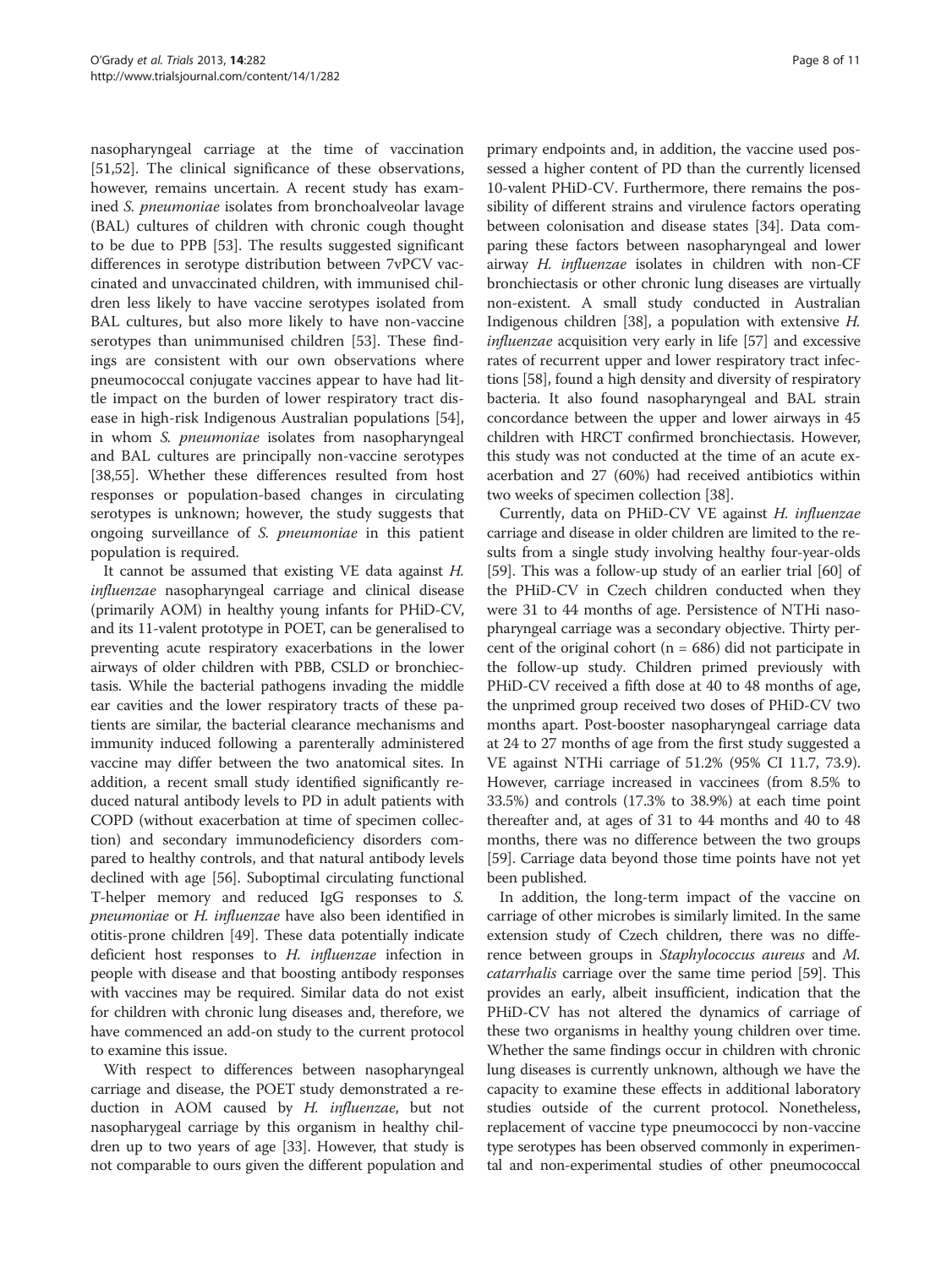nasopharyngeal carriage at the time of vaccination [51,52]. The clinical significance of these observations, however, remains uncertain. A recent study has examined *S. pneumoniae* isolates from bronchoalveolar lavage (BAL) cultures of children with chronic cough thought to be due to PPB [53]. The results suggested significant differences in serotype distribution between 7vPCV vaccinated and unvaccinated children, with immunised children less likely to have vaccine serotypes isolated from BAL cultures, but also more likely to have non-vaccine serotypes than unimmunised children [53]. These findings are consistent with our own observations where pneumococcal conjugate vaccines appear to have had little impact on the burden of lower respiratory tract disease in high-risk Indigenous Australian populations [54], in whom *S. pneumoniae* isolates from nasopharyngeal and BAL cultures are principally non-vaccine serotypes [38,55]. Whether these differences resulted from host responses or population-based changes in circulating serotypes is unknown; however, the study suggests that ongoing surveillance of *S. pneumoniae* in this patient population is required.

It cannot be assumed that existing VE data against *H. influenzae* nasopharyngeal carriage and clinical disease (primarily AOM) in healthy young infants for PHiD-CV, and its 11-valent prototype in POET, can be generalised to preventing acute respiratory exacerbations in the lower airways of older children with PBB, CSLD or bronchiectasis. While the bacterial pathogens invading the middle ear cavities and the lower respiratory tracts of these patients are similar, the bacterial clearance mechanisms and immunity induced following a parenterally administered vaccine may differ between the two anatomical sites. In addition, a recent small study identified significantly reduced natural antibody levels to PD in adult patients with COPD (without exacerbation at time of specimen collection) and secondary immunodeficiency disorders compared to healthy controls, and that natural antibody levels declined with age [56]. Suboptimal circulating functional T-helper memory and reduced IgG responses to *S. pneumoniae* or *H. influenzae* have also been identified in otitis-prone children [49]. These data potentially indicate deficient host responses to *H. influenzae* infection in people with disease and that boosting antibody responses with vaccines may be required. Similar data do not exist for children with chronic lung diseases and, therefore, we have commenced an add-on study to the current protocol to examine this issue.

With respect to differences between nasopharyngeal carriage and disease, the POET study demonstrated a reduction in AOM caused by *H. influenzae*, but not nasopharygeal carriage by this organism in healthy children up to two years of age [33]. However, that study is not comparable to ours given the different population and primary endpoints and, in addition, the vaccine used possessed a higher content of PD than the currently licensed 10-valent PHiD-CV. Furthermore, there remains the possibility of different strains and virulence factors operating between colonisation and disease states [34]. Data comparing these factors between nasopharyngeal and lower airway *H. influenzae* isolates in children with non-CF bronchiectasis or other chronic lung diseases are virtually non-existent. A small study conducted in Australian Indigenous children [38], a population with extensive *H. influenzae* acquisition very early in life [57] and excessive rates of recurrent upper and lower respiratory tract infections [58], found a high density and diversity of respiratory bacteria. It also found nasopharyngeal and BAL strain concordance between the upper and lower airways in 45 children with HRCT confirmed bronchiectasis. However, this study was not conducted at the time of an acute exacerbation and 27 (60%) had received antibiotics within two weeks of specimen collection [38].

Currently, data on PHiD-CV VE against *H. influenzae* carriage and disease in older children are limited to the results from a single study involving healthy four-year-olds [59]. This was a follow-up study of an earlier trial [60] of the PHiD-CV in Czech children conducted when they were 31 to 44 months of age. Persistence of NTHi nasopharyngeal carriage was a secondary objective. Thirty percent of the original cohort (n = 686) did not participate in the follow-up study. Children primed previously with PHiD-CV received a fifth dose at 40 to 48 months of age, the unprimed group received two doses of PHiD-CV two months apart. Post-booster nasopharyngeal carriage data at 24 to 27 months of age from the first study suggested a VE against NTHi carriage of 51.2% (95% CI 11.7, 73.9). However, carriage increased in vaccinees (from 8.5% to 33.5%) and controls (17.3% to 38.9%) at each time point thereafter and, at ages of 31 to 44 months and 40 to 48 months, there was no difference between the two groups [59]. Carriage data beyond those time points have not yet been published.

In addition, the long-term impact of the vaccine on carriage of other microbes is similarly limited. In the same extension study of Czech children, there was no difference between groups in *Staphylococcus aureus* and *M. catarrhalis* carriage over the same time period [59]. This provides an early, albeit insufficient, indication that the PHiD-CV has not altered the dynamics of carriage of these two organisms in healthy young children over time. Whether the same findings occur in children with chronic lung diseases is currently unknown, although we have the capacity to examine these effects in additional laboratory studies outside of the current protocol. Nonetheless, replacement of vaccine type pneumococci by non-vaccine type serotypes has been observed commonly in experimental and non-experimental studies of other pneumococcal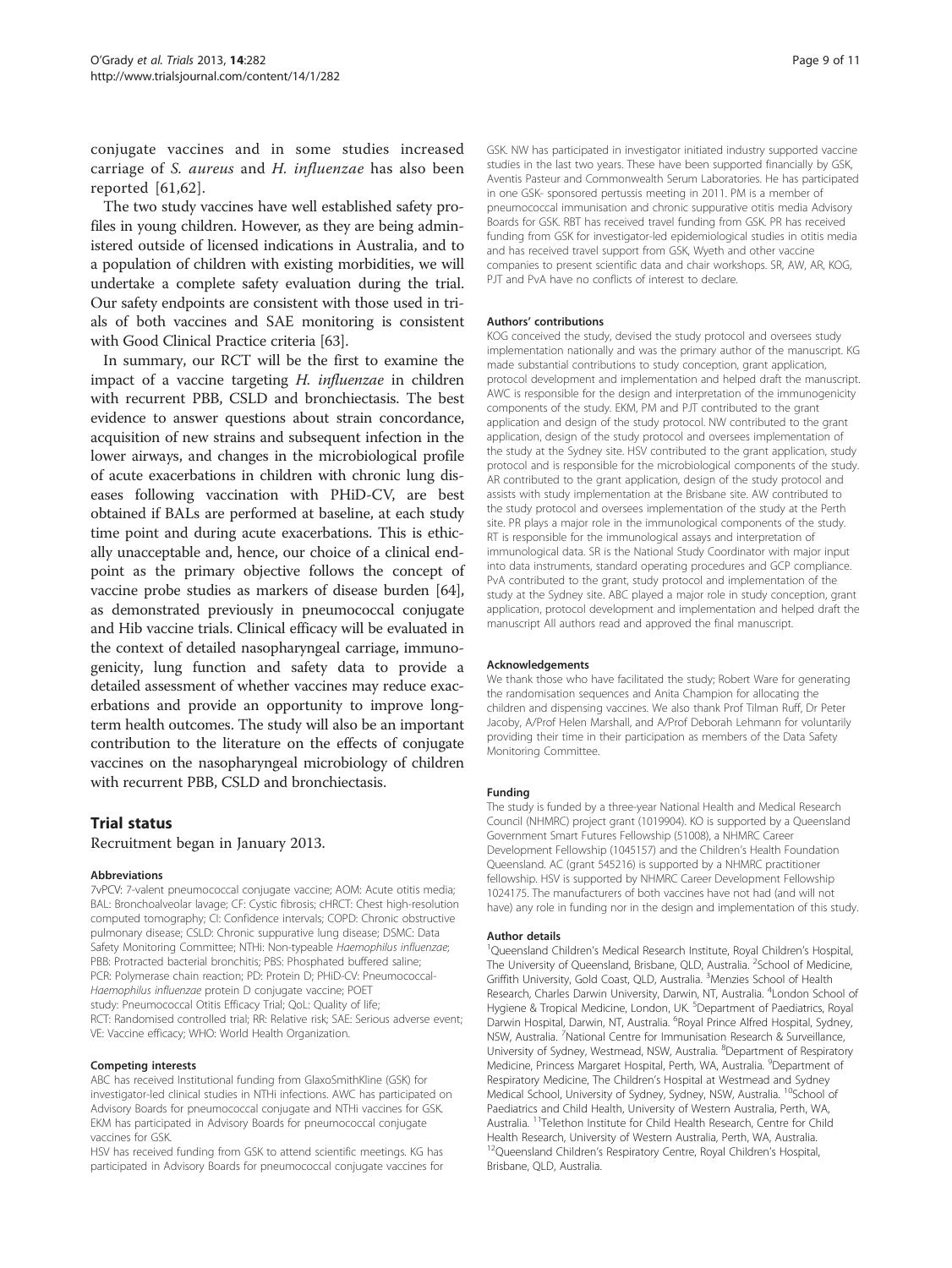conjugate vaccines and in some studies increased carriage of *S. aureus* and *H. influenzae* has also been reported [61,62].

The two study vaccines have well established safety profiles in young children. However, as they are being administered outside of licensed indications in Australia, and to a population of children with existing morbidities, we will undertake a complete safety evaluation during the trial. Our safety endpoints are consistent with those used in trials of both vaccines and SAE monitoring is consistent with Good Clinical Practice criteria [63].

In summary, our RCT will be the first to examine the impact of a vaccine targeting *H. influenzae* in children with recurrent PBB, CSLD and bronchiectasis. The best evidence to answer questions about strain concordance, acquisition of new strains and subsequent infection in the lower airways, and changes in the microbiological profile of acute exacerbations in children with chronic lung diseases following vaccination with PHiD-CV, are best obtained if BALs are performed at baseline, at each study time point and during acute exacerbations. This is ethically unacceptable and, hence, our choice of a clinical endpoint as the primary objective follows the concept of vaccine probe studies as markers of disease burden [64], as demonstrated previously in pneumococcal conjugate and Hib vaccine trials. Clinical efficacy will be evaluated in the context of detailed nasopharyngeal carriage, immunogenicity, lung function and safety data to provide a detailed assessment of whether vaccines may reduce exacerbations and provide an opportunity to improve long-term health outcomes. The study will also be an important contribution to the literature on the effects of conjugate vaccines on the nasopharyngeal microbiology of children with recurrent PBB, CSLD and bronchiectasis.

## Trial status

Recruitment began in January 2013.

#### Abbreviations

7vPCV: 7-valent pneumococcal conjugate vaccine; AOM: Acute otitis media; BAL: Bronchoalveolar lavage; CF: Cystic fibrosis; cHRCT: Chest high-resolution computed tomography; CI: Confidence intervals; COPD: Chronic obstructive pulmonary disease; CSLD: Chronic suppurative lung disease; DSMC: Data Safety Monitoring Committee; NTHi: Non-typeable *Haemophilus influenzae*; PBB: Protracted bacterial bronchitis; PBS: Phosphated buffered saline; PCR: Polymerase chain reaction; PD: Protein D; PHiD-CV: Pneumococcal-*Haemophilus influenzae* protein D conjugate vaccine; POET study: Pneumococcal Otitis Efficacy Trial; QoL: Quality of life; RCT: Randomised controlled trial; RR: Relative risk; SAE: Serious adverse event; VE: Vaccine efficacy; WHO: World Health Organization.

#### Competing interests

ABC has received Institutional funding from GlaxoSmithKline (GSK) for investigator-led clinical studies in NTHi infections. AWC has participated on Advisory Boards for pneumococcal conjugate and NTHi vaccines for GSK. EKM has participated in Advisory Boards for pneumococcal conjugate vaccines for GSK.

HSV has received funding from GSK to attend scientific meetings. KG has participated in Advisory Boards for pneumococcal conjugate vaccines for GSK. NW has participated in investigator initiated industry supported vaccine studies in the last two years. These have been supported financially by GSK, Aventis Pasteur and Commonwealth Serum Laboratories. He has participated in one GSK- sponsored pertussis meeting in 2011. PM is a member of pneumococcal immunisation and chronic suppurative otitis media Advisory Boards for GSK. RBT has received travel funding from GSK. PR has received funding from GSK for investigator-led epidemiological studies in otitis media and has received travel support from GSK, Wyeth and other vaccine companies to present scientific data and chair workshops. SR, AW, AR, KOG, PJT and PvA have no conflicts of interest to declare.

#### Authors' contributions

KOG conceived the study, devised the study protocol and oversees study implementation nationally and was the primary author of the manuscript. KG made substantial contributions to study conception, grant application, protocol development and implementation and helped draft the manuscript. AWC is responsible for the design and interpretation of the immunogenicity components of the study. EKM, PM and PJT contributed to the grant application and design of the study protocol. NW contributed to the grant application, design of the study protocol and oversees implementation of the study at the Sydney site. HSV contributed to the grant application, study protocol and is responsible for the microbiological components of the study. AR contributed to the grant application, design of the study protocol and assists with study implementation at the Brisbane site. AW contributed to the study protocol and oversees implementation of the study at the Perth site. PR plays a major role in the immunological components of the study. RT is responsible for the immunological assays and interpretation of immunological data. SR is the National Study Coordinator with major input into data instruments, standard operating procedures and GCP compliance. PvA contributed to the grant, study protocol and implementation of the study at the Sydney site. ABC played a major role in study conception, grant application, protocol development and implementation and helped draft the manuscript All authors read and approved the final manuscript.

#### Acknowledgements

We thank those who have facilitated the study; Robert Ware for generating the randomisation sequences and Anita Champion for allocating the children and dispensing vaccines. We also thank Prof Tilman Ruff, Dr Peter Jacoby, A/Prof Helen Marshall, and A/Prof Deborah Lehmann for voluntarily providing their time in their participation as members of the Data Safety Monitoring Committee.

#### Funding

The study is funded by a three-year National Health and Medical Research Council (NHMRC) project grant (1019904). KO is supported by a Queensland Government Smart Futures Fellowship (51008), a NHMRC Career Development Fellowship (1045157) and the Children's Health Foundation Queensland. AC (grant 545216) is supported by a NHMRC practitioner fellowship. HSV is supported by NHMRC Career Development Fellowship 1024175. The manufacturers of both vaccines have not had (and will not have) any role in funding nor in the design and implementation of this study.

#### Author details

[1]Queensland Children's Medical Research Institute, Royal Children's Hospital, The University of Queensland, Brisbane, QLD, Australia. [2]School of Medicine, Griffith University, Gold Coast, QLD, Australia. [3]Menzies School of Health Research, Charles Darwin University, Darwin, NT, Australia. [4]London School of Hygiene & Tropical Medicine, London, UK. [5]Department of Paediatrics, Royal Darwin Hospital, Darwin, NT, Australia. [6]Royal Prince Alfred Hospital, Sydney, NSW, Australia. [7]National Centre for Immunisation Research & Surveillance, University of Sydney, Westmead, NSW, Australia. [8]Department of Respiratory Medicine, Princess Margaret Hospital, Perth, WA, Australia. [9]Department of Respiratory Medicine, The Children's Hospital at Westmead and Sydney Medical School, University of Sydney, Sydney, NSW, Australia. [10]School of Paediatrics and Child Health, University of Western Australia, Perth, WA, Australia. [11]Telethon Institute for Child Health Research, Centre for Child Health Research, University of Western Australia, Perth, WA, Australia. [12]Queensland Children's Respiratory Centre, Royal Children's Hospital, Brisbane, QLD, Australia.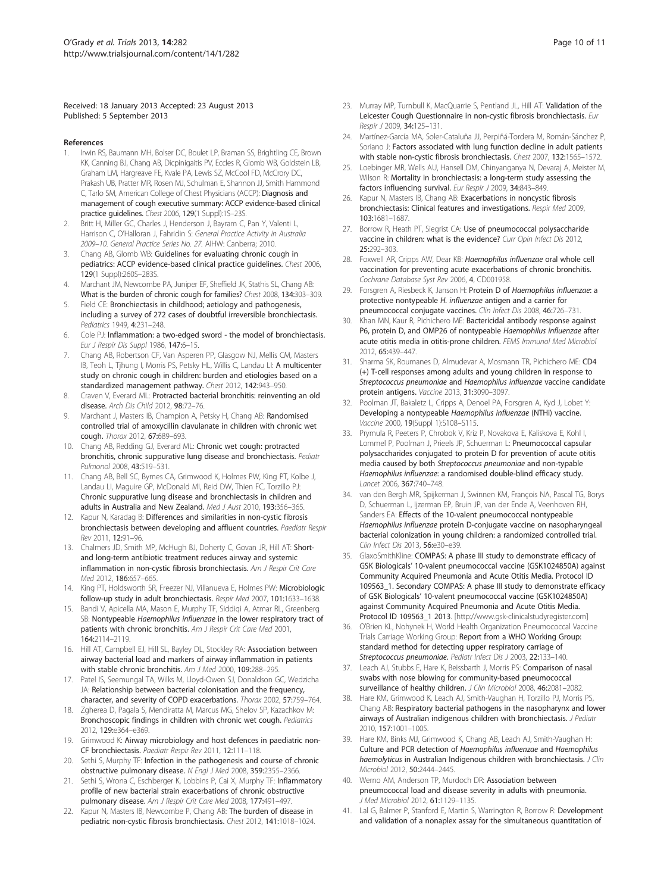Received: 18 January 2013 Accepted: 23 August 2013
Published: 5 September 2013

## References

1. Irwin RS, Baumann MH, Bolser DC, Boulet LP, Braman SS, Brightling CE, Brown KK, Canning BJ, Chang AB, Dicpinigaitis PV, Eccles R, Glomb WB, Goldstein LB, Graham LM, Hargreave FE, Kvale PA, Lewis SZ, McCool FD, McCrory DC, Prakash UB, Pratter MR, Rosen MJ, Schulman E, Shannon JJ, Smith Hammond C, Tarlo SM, American College of Chest Physicians (ACCP): **Diagnosis and management of cough executive summary: ACCP evidence-based clinical practice guidelines.** *Chest* 2006, **129**(1 Suppl):1S–23S.
2. Britt H, Miller GC, Charles J, Henderson J, Bayram C, Pan Y, Valenti L, Harrison C, O'Halloran J, Fahridin S: *General Practice Activity in Australia 2009–10. General Practice Series No. 27.* AIHW: Canberra; 2010.
3. Chang AB, Glomb WB: **Guidelines for evaluating chronic cough in pediatrics: ACCP evidence-based clinical practice guidelines.** *Chest* 2006, **129**(1 Suppl):260S–283S.
4. Marchant JM, Newcombe PA, Juniper EF, Sheffield JK, Stathis SL, Chang AB: **What is the burden of chronic cough for families?** *Chest* 2008, **134**:303–309.
5. Field CE: **Bronchiectasis in childhood; aetiology and pathogenesis, including a survey of 272 cases of doubtful irreversible bronchiectasis.** *Pediatrics* 1949, **4**:231–248.
6. Cole PJ: **Inflammation: a two-edged sword - the model of bronchiectasis.** *Eur J Respir Dis Suppl* 1986, **147**:6–15.
7. Chang AB, Robertson CF, Van Asperen PP, Glasgow NJ, Mellis CM, Masters IB, Teoh L, Tjhung I, Morris PS, Petsky HL, Willis C, Landau LI: **A multicenter study on chronic cough in children: burden and etiologies based on a standardized management pathway.** *Chest* 2012, **142**:943–950.
8. Craven V, Everard ML: **Protracted bacterial bronchitis: reinventing an old disease.** *Arch Dis Child* 2012, **98**:72–76.
9. Marchant J, Masters IB, Champion A, Petsky H, Chang AB: **Randomised controlled trial of amoxycillin clavulanate in children with chronic wet cough.** *Thorax* 2012, **67**:689–693.
10. Chang AB, Redding GJ, Everard ML: **Chronic wet cough: protracted bronchitis, chronic suppurative lung disease and bronchiectasis.** *Pediatr Pulmonol* 2008, **43**:519–531.
11. Chang AB, Bell SC, Byrnes CA, Grimwood K, Holmes PW, King PT, Kolbe J, Landau LI, Maguire GP, McDonald MI, Reid DW, Thien FC, Torzillo PJ: **Chronic suppurative lung disease and bronchiectasis in children and adults in Australia and New Zealand.** *Med J Aust* 2010, **193**:356–365.
12. Kapur N, Karadag B: **Differences and similarities in non-cystic fibrosis bronchiectasis between developing and affluent countries.** *Paediatr Respir Rev* 2011, **12**:91–96.
13. Chalmers JD, Smith MP, McHugh BJ, Doherty C, Govan JR, Hill AT: **Short- and long-term antibiotic treatment reduces airway and systemic inflammation in non-cystic fibrosis bronchiectasis.** *Am J Respir Crit Care Med* 2012, **186**:657–665.
14. King PT, Holdsworth SR, Freezer NJ, Villanueva E, Holmes PW: **Microbiologic follow-up study in adult bronchiectasis.** *Respir Med* 2007, **101**:1633–1638.
15. Bandi V, Apicella MA, Mason E, Murphy TF, Siddiqi A, Atmar RL, Greenberg SB: **Nontypeable *Haemophilus influenzae* in the lower respiratory tract of patients with chronic bronchitis.** *Am J Respir Crit Care Med* 2001, **164**:2114–2119.
16. Hill AT, Campbell EJ, Hill SL, Bayley DL, Stockley RA: **Association between airway bacterial load and markers of airway inflammation in patients with stable chronic bronchitis.** *Am J Med* 2000, **109**:288–295.
17. Patel IS, Seemungal TA, Wilks M, Lloyd-Owen SJ, Donaldson GC, Wedzicha JA: **Relationship between bacterial colonisation and the frequency, character, and severity of COPD exacerbations.** *Thorax* 2002, **57**:759–764.
18. Zgherea D, Pagala S, Mendiratta M, Marcus MG, Shelov SP, Kazachkov M: **Bronchoscopic findings in children with chronic wet cough.** *Pediatrics* 2012, **129**:e364–e369.
19. Grimwood K: **Airway microbiology and host defences in paediatric non-CF bronchiectasis.** *Paediatr Respir Rev* 2011, **12**:111–118.
20. Sethi S, Murphy TF: **Infection in the pathogenesis and course of chronic obstructive pulmonary disease.** *N Engl J Med* 2008, **359**:2355–2366.
21. Sethi S, Wrona C, Eschberger K, Lobbins P, Cai X, Murphy TF: **Inflammatory profile of new bacterial strain exacerbations of chronic obstructive pulmonary disease.** *Am J Respir Crit Care Med* 2008, **177**:491–497.
22. Kapur N, Masters IB, Newcombe P, Chang AB: **The burden of disease in pediatric non-cystic fibrosis bronchiectasis.** *Chest* 2012, **141**:1018–1024.
23. Murray MP, Turnbull K, MacQuarrie S, Pentland JL, Hill AT: **Validation of the Leicester Cough Questionnaire in non-cystic fibrosis bronchiectasis.** *Eur Respir J* 2009, **34**:125–131.
24. Martínez-García MA, Soler-Cataluña JJ, Perpiñá-Tordera M, Román-Sánchez P, Soriano J: **Factors associated with lung function decline in adult patients with stable non-cystic fibrosis bronchiectasis.** *Chest* 2007, **132**:1565–1572.
25. Loebinger MR, Wells AU, Hansell DM, Chinyanganya N, Devaraj A, Meister M, Wilson R: **Mortality in bronchiectasis: a long-term study assessing the factors influencing survival.** *Eur Respir J* 2009, **34**:843–849.
26. Kapur N, Masters IB, Chang AB: **Exacerbations in noncystic fibrosis bronchiectasis: Clinical features and investigations.** *Respir Med* 2009, **103**:1681–1687.
27. Borrow R, Heath PT, Siegrist CA: **Use of pneumococcal polysaccharide vaccine in children: what is the evidence?** *Curr Opin Infect Dis* 2012, **25**:292–303.
28. Foxwell AR, Cripps AW, Dear KB: ***Haemophilus influenzae* oral whole cell vaccination for preventing acute exacerbations of chronic bronchitis.** *Cochrane Database Syst Rev* 2006, **4**, CD001958.
29. Forsgren A, Riesbeck K, Janson H: **Protein D of *Haemophilus influenzae*: a protective nontypeable *H. influenzae* antigen and a carrier for pneumococcal conjugate vaccines.** *Clin Infect Dis* 2008, **46**:726–731.
30. Khan MN, Kaur R, Pichichero ME: **Bactericidal antibody response against P6, protein D, and OMP26 of nontypeable *Haemophilus influenzae* after acute otitis media in otitis-prone children.** *FEMS Immunol Med Microbiol* 2012, **65**:439–447.
31. Sharma SK, Roumanes D, Almudevar A, Mosmann TR, Pichichero ME: **CD4 (+) T-cell responses among adults and young children in response to *Streptococcus pneumoniae* and *Haemophilus influenzae* vaccine candidate protein antigens.** *Vaccine* 2013, **31**:3090–3097.
32. Poolman JT, Bakaletz L, Cripps A, Denoel PA, Forsgren A, Kyd J, Lobet Y: **Developing a nontypeable *Haemophilus influenzae* (NTHi) vaccine.** *Vaccine* 2000, **19**(Suppl 1):S108–S115.
33. Prymula R, Peeters P, Chrobok V, Kriz P, Novakova E, Kaliskova E, Kohl I, Lommel P, Poolman J, Prieels JP, Schuerman L: **Pneumococcal capsular polysaccharides conjugated to protein D for prevention of acute otitis media caused by both *Streptococcus pneumoniae* and non-typable *Haemophilus influenzae*: a randomised double-blind efficacy study.** *Lancet* 2006, **367**:740–748.
34. van den Bergh MR, Spijkerman J, Swinnen KM, François NA, Pascal TG, Borys D, Schuerman L, Ijzerman EP, Bruin JP, van der Ende A, Veenhoven RH, Sanders EA: **Effects of the 10-valent pneumococcal nontypeable *Haemophilus influenzae* protein D-conjugate vaccine on nasopharyngeal bacterial colonization in young children: a randomized controlled trial.** *Clin Infect Dis* 2013, **56**:e30–e39.
35. GlaxoSmithKline: **COMPAS: A phase III study to demonstrate efficacy of GSK Biologicals' 10-valent pneumococcal vaccine (GSK1024850A) against Community Acquired Pneumonia and Acute Otitis Media. Protocol ID 109563_1. Secondary COMPAS: A phase III study to demonstrate efficacy of GSK Biologicals' 10-valent pneumococcal vaccine (GSK1024850A) against Community Acquired Pneumonia and Acute Otitis Media. Protocol ID 109563_1 2013**. [http://www.gsk-clinicalstudyregister.com]
36. O'Brien KL, Nohynek H, World Health Organization Pneumococcal Vaccine Trials Carriage Working Group: **Report from a WHO Working Group: standard method for detecting upper respiratory carriage of *Streptococcus pneumoniae*.** *Pediatr Infect Dis J* 2003, **22**:133–140.
37. Leach AJ, Stubbs E, Hare K, Beissbarth J, Morris PS: **Comparison of nasal swabs with nose blowing for community-based pneumococcal surveillance of healthy children.** *J Clin Microbiol* 2008, **46**:2081–2082.
38. Hare KM, Grimwood K, Leach AJ, Smith-Vaughan H, Torzillo PJ, Morris PS, Chang AB: **Respiratory bacterial pathogens in the nasopharynx and lower airways of Australian indigenous children with bronchiectasis.** *J Pediatr* 2010, **157**:1001–1005.
39. Hare KM, Binks MJ, Grimwood K, Chang AB, Leach AJ, Smith-Vaughan H: **Culture and PCR detection of *Haemophilus influenzae* and *Haemophilus haemolyticus* in Australian Indigenous children with bronchiectasis.** *J Clin Microbiol* 2012, **50**:2444–2445.
40. Werno AM, Anderson TP, Murdoch DR: **Association between pneumococcal load and disease severity in adults with pneumonia.** *J Med Microbiol* 2012, **61**:1129–1135.
41. Lal G, Balmer P, Stanford E, Martin S, Warrington R, Borrow R: **Development and validation of a nonaplex assay for the simultaneous quantitation of**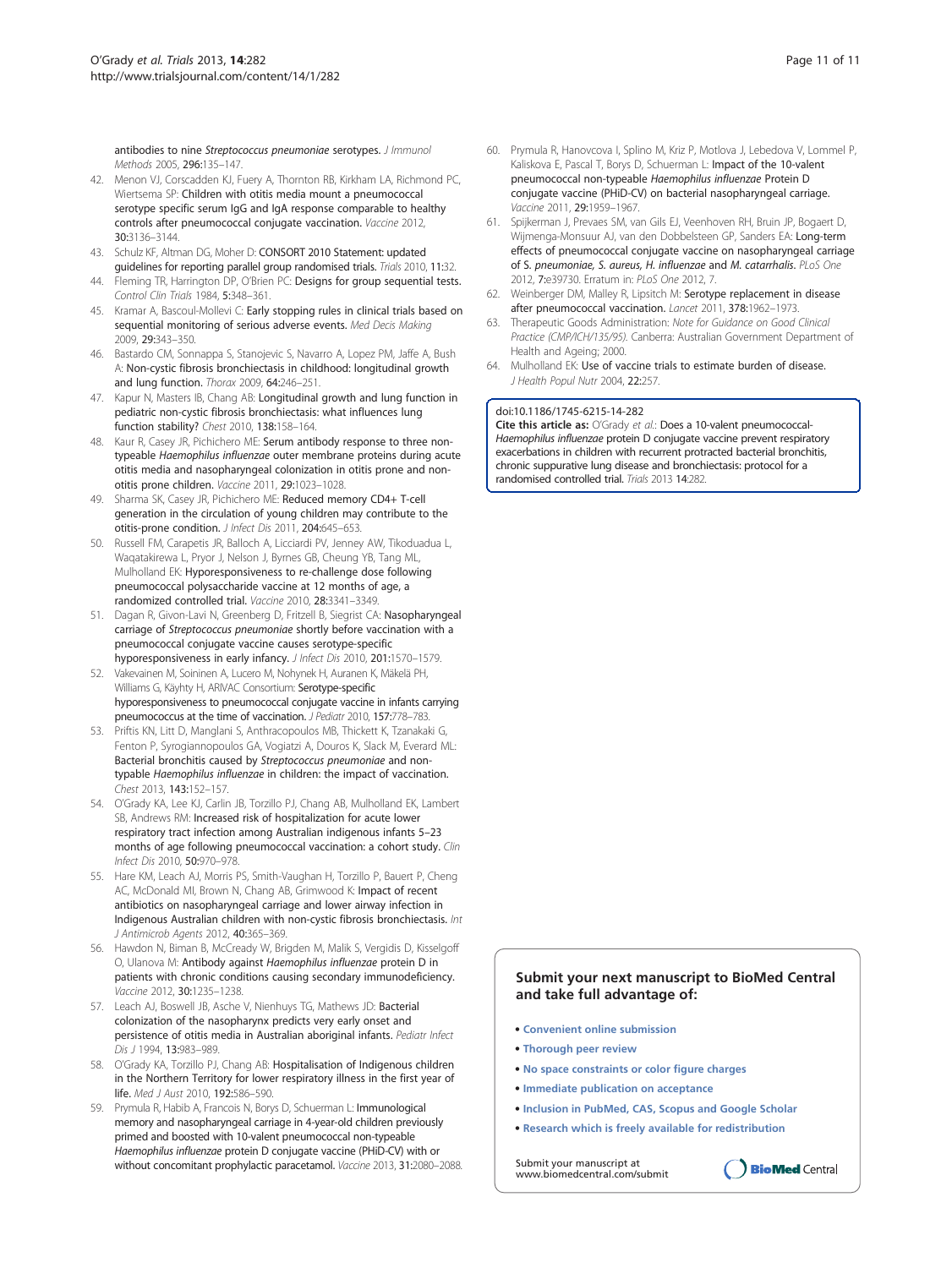antibodies to nine *Streptococcus pneumoniae* serotypes. *J Immunol Methods* 2005, 296:135–147.

42. Menon VJ, Corscadden KJ, Fuery A, Thornton RB, Kirkham LA, Richmond PC, Wiertsema SP: **Children with otitis media mount a pneumococcal serotype specific serum IgG and IgA response comparable to healthy controls after pneumococcal conjugate vaccination.** *Vaccine* 2012, 30:3136–3144.
43. Schulz KF, Altman DG, Moher D: **CONSORT 2010 Statement: updated guidelines for reporting parallel group randomised trials.** *Trials* 2010, 11:32.
44. Fleming TR, Harrington DP, O'Brien PC: **Designs for group sequential tests.** *Control Clin Trials* 1984, 5:348–361.
45. Kramar A, Bascoul-Mollevi C: **Early stopping rules in clinical trials based on sequential monitoring of serious adverse events.** *Med Decis Making* 2009, 29:343–350.
46. Bastardo CM, Sonnappa S, Stanojevic S, Navarro A, Lopez PM, Jaffe A, Bush A: **Non-cystic fibrosis bronchiectasis in childhood: longitudinal growth and lung function.** *Thorax* 2009, 64:246–251.
47. Kapur N, Masters IB, Chang AB: **Longitudinal growth and lung function in pediatric non-cystic fibrosis bronchiectasis: what influences lung function stability?** *Chest* 2010, 138:158–164.
48. Kaur R, Casey JR, Pichichero ME: **Serum antibody response to three non-typeable *Haemophilus influenzae* outer membrane proteins during acute otitis media and nasopharyngeal colonization in otitis prone and non-otitis prone children.** *Vaccine* 2011, 29:1023–1028.
49. Sharma SK, Casey JR, Pichichero ME: **Reduced memory CD4+ T-cell generation in the circulation of young children may contribute to the otitis-prone condition.** *J Infect Dis* 2011, 204:645–653.
50. Russell FM, Carapetis JR, Balloch A, Licciardi PV, Jenney AW, Tikoduadua L, Waqatakirewa L, Pryor J, Nelson J, Byrnes GB, Cheung YB, Tang ML, Mulholland EK: **Hyporesponsiveness to re-challenge dose following pneumococcal polysaccharide vaccine at 12 months of age, a randomized controlled trial.** *Vaccine* 2010, 28:3341–3349.
51. Dagan R, Givon-Lavi N, Greenberg D, Fritzell B, Siegrist CA: **Nasopharyngeal carriage of *Streptococcus pneumoniae* shortly before vaccination with a pneumococcal conjugate vaccine causes serotype-specific hyporesponsiveness in early infancy.** *J Infect Dis* 2010, 201:1570–1579.
52. Vakevainen M, Soininen A, Lucero M, Nohynek H, Auranen K, Mäkelä PH, Williams G, Käyhty H, ARIVAC Consortium: **Serotype-specific hyporesponsiveness to pneumococcal conjugate vaccine in infants carrying pneumococcus at the time of vaccination.** *J Pediatr* 2010, 157:778–783.
53. Priftis KN, Litt D, Manglani S, Anthracopoulos MB, Thickett K, Tzanakaki G, Fenton P, Syrogiannopoulos GA, Vogiatzi A, Douros K, Slack M, Everard ML: **Bacterial bronchitis caused by *Streptococcus pneumoniae* and non-typable *Haemophilus influenzae* in children: the impact of vaccination.** *Chest* 2013, 143:152–157.
54. O'Grady KA, Lee KJ, Carlin JB, Torzillo PJ, Chang AB, Mulholland EK, Lambert SB, Andrews RM: **Increased risk of hospitalization for acute lower respiratory tract infection among Australian indigenous infants 5–23 months of age following pneumococcal vaccination: a cohort study.** *Clin Infect Dis* 2010, 50:970–978.
55. Hare KM, Leach AJ, Morris PS, Smith-Vaughan H, Torzillo P, Bauert P, Cheng AC, McDonald MI, Brown N, Chang AB, Grimwood K: **Impact of recent antibiotics on nasopharyngeal carriage and lower airway infection in Indigenous Australian children with non-cystic fibrosis bronchiectasis.** *Int J Antimicrob Agents* 2012, 40:365–369.
56. Hawdon N, Biman B, McCready W, Brigden M, Malik S, Vergidis D, Kisselgoff O, Ulanova M: **Antibody against *Haemophilus influenzae* protein D in patients with chronic conditions causing secondary immunodeficiency.** *Vaccine* 2012, 30:1235–1238.
57. Leach AJ, Boswell JB, Asche V, Nienhuys TG, Mathews JD: **Bacterial colonization of the nasopharynx predicts very early onset and persistence of otitis media in Australian aboriginal infants.** *Pediatr Infect Dis J* 1994, 13:983–989.
58. O'Grady KA, Torzillo PJ, Chang AB: **Hospitalisation of Indigenous children in the Northern Territory for lower respiratory illness in the first year of life.** *Med J Aust* 2010, 192:586–590.
59. Prymula R, Habib A, Francois N, Borys D, Schuerman L: **Immunological memory and nasopharyngeal carriage in 4-year-old children previously primed and boosted with 10-valent pneumococcal non-typeable *Haemophilus influenzae* protein D conjugate vaccine (PHiD-CV) with or without concomitant prophylactic paracetamol.** *Vaccine* 2013, 31:2080–2088.
60. Prymula R, Hanovcova I, Splino M, Kriz P, Motlova J, Lebedova V, Lommel P, Kaliskova E, Pascal T, Borys D, Schuerman L: **Impact of the 10-valent pneumococcal non-typeable *Haemophilus influenzae* Protein D conjugate vaccine (PHiD-CV) on bacterial nasopharyngeal carriage.** *Vaccine* 2011, 29:1959–1967.
61. Spijkerman J, Prevaes SM, van Gils EJ, Veenhoven RH, Bruin JP, Bogaert D, Wijmenga-Monsuur AJ, van den Dobbelsteen GP, Sanders EA: **Long-term effects of pneumococcal conjugate vaccine on nasopharyngeal carriage of *S. pneumoniae, S. aureus, H. influenzae* and *M. catarrhalis*.** *PLoS One* 2012, 7:e39730. Erratum in: *PLoS One* 2012, 7.
62. Weinberger DM, Malley R, Lipsitch M: **Serotype replacement in disease after pneumococcal vaccination.** *Lancet* 2011, 378:1962–1973.
63. Therapeutic Goods Administration: *Note for Guidance on Good Clinical Practice (CMP/ICH/135/95).* Canberra: Australian Government Department of Health and Ageing; 2000.
64. Mulholland EK: **Use of vaccine trials to estimate burden of disease.** *J Health Popul Nutr* 2004, 22:257.

doi:10.1186/1745-6215-14-282
**Cite this article as:** O'Grady *et al.*: Does a 10-valent pneumococcal-*Haemophilus influenzae* protein D conjugate vaccine prevent respiratory exacerbations in children with recurrent protracted bacterial bronchitis, chronic suppurative lung disease and bronchiectasis: protocol for a randomised controlled trial. *Trials* 2013 14:282.

**Submit your next manuscript to BioMed Central and take full advantage of:**

- **Convenient online submission**
- **Thorough peer review**
- **No space constraints or color figure charges**
- **Immediate publication on acceptance**
- **Inclusion in PubMed, CAS, Scopus and Google Scholar**
- **Research which is freely available for redistribution**

Submit your manuscript at
www.biomedcentral.com/submit

BioMed Central